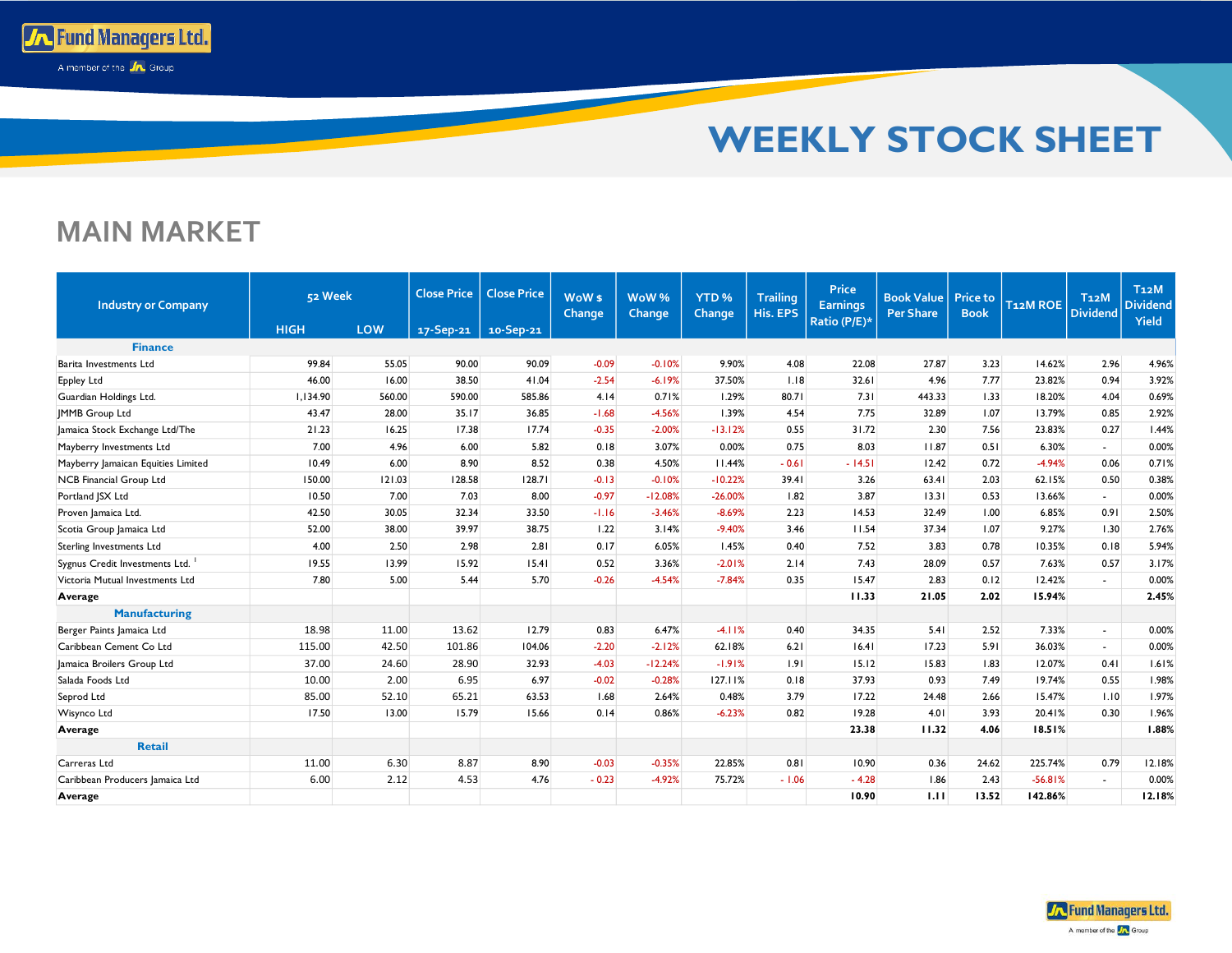# WEEKLY STOCK SHEET

## MAIN MARKET

| Industry or Company | 52 Week HIGH | 52 Week LOW | Close Price 17-Sep-21 | Close Price 10-Sep-21 | WoW $ Change | WoW % Change | YTD % Change | Trailing His. EPS | Price Earnings Ratio (P/E)* | Book Value Per Share | Price to Book | T12M ROE | T12M Dividend | T12M Dividend Yield |
|---|---|---|---|---|---|---|---|---|---|---|---|---|---|---|
| **Finance** | | | | | | | | | | | | | | |
| Barita Investments Ltd | 99.84 | 55.05 | 90.00 | 90.09 | -0.09 | -0.10% | 9.90% | 4.08 | 22.08 | 27.87 | 3.23 | 14.62% | 2.96 | 4.96% |
| Eppley Ltd | 46.00 | 16.00 | 38.50 | 41.04 | -2.54 | -6.19% | 37.50% | 1.18 | 32.61 | 4.96 | 7.77 | 23.82% | 0.94 | 3.92% |
| Guardian Holdings Ltd. | 1,134.90 | 560.00 | 590.00 | 585.86 | 4.14 | 0.71% | 1.29% | 80.71 | 7.31 | 443.33 | 1.33 | 18.20% | 4.04 | 0.69% |
| JMMB Group Ltd | 43.47 | 28.00 | 35.17 | 36.85 | -1.68 | -4.56% | 1.39% | 4.54 | 7.75 | 32.89 | 1.07 | 13.79% | 0.85 | 2.92% |
| Jamaica Stock Exchange Ltd/The | 21.23 | 16.25 | 17.38 | 17.74 | -0.35 | -2.00% | -13.12% | 0.55 | 31.72 | 2.30 | 7.56 | 23.83% | 0.27 | 1.44% |
| Mayberry Investments Ltd | 7.00 | 4.96 | 6.00 | 5.82 | 0.18 | 3.07% | 0.00% | 0.75 | 8.03 | 11.87 | 0.51 | 6.30% | - | 0.00% |
| Mayberry Jamaican Equities Limited | 10.49 | 6.00 | 8.90 | 8.52 | 0.38 | 4.50% | 11.44% | - 0.61 | - 14.51 | 12.42 | 0.72 | -4.94% | 0.06 | 0.71% |
| NCB Financial Group Ltd | 150.00 | 121.03 | 128.58 | 128.71 | -0.13 | -0.10% | -10.22% | 39.41 | 3.26 | 63.41 | 2.03 | 62.15% | 0.50 | 0.38% |
| Portland JSX Ltd | 10.50 | 7.00 | 7.03 | 8.00 | -0.97 | -12.08% | -26.00% | 1.82 | 3.87 | 13.31 | 0.53 | 13.66% | - | 0.00% |
| Proven Jamaica Ltd. | 42.50 | 30.05 | 32.34 | 33.50 | -1.16 | -3.46% | -8.69% | 2.23 | 14.53 | 32.49 | 1.00 | 6.85% | 0.91 | 2.50% |
| Scotia Group Jamaica Ltd | 52.00 | 38.00 | 39.97 | 38.75 | 1.22 | 3.14% | -9.40% | 3.46 | 11.54 | 37.34 | 1.07 | 9.27% | 1.30 | 2.76% |
| Sterling Investments Ltd | 4.00 | 2.50 | 2.98 | 2.81 | 0.17 | 6.05% | 1.45% | 0.40 | 7.52 | 3.83 | 0.78 | 10.35% | 0.18 | 5.94% |
| Sygnus Credit Investments Ltd. [1] | 19.55 | 13.99 | 15.92 | 15.41 | 0.52 | 3.36% | -2.01% | 2.14 | 7.43 | 28.09 | 0.57 | 7.63% | 0.57 | 3.17% |
| Victoria Mutual Investments Ltd | 7.80 | 5.00 | 5.44 | 5.70 | -0.26 | -4.54% | -7.84% | 0.35 | 15.47 | 2.83 | 0.12 | 12.42% | - | 0.00% |
| **Average** | | | | | | | | | **11.33** | **21.05** | **2.02** | **15.94%** | | **2.45%** |
| **Manufacturing** | | | | | | | | | | | | | | |
| Berger Paints Jamaica Ltd | 18.98 | 11.00 | 13.62 | 12.79 | 0.83 | 6.47% | -4.11% | 0.40 | 34.35 | 5.41 | 2.52 | 7.33% | - | 0.00% |
| Caribbean Cement Co Ltd | 115.00 | 42.50 | 101.86 | 104.06 | -2.20 | -2.12% | 62.18% | 6.21 | 16.41 | 17.23 | 5.91 | 36.03% | - | 0.00% |
| Jamaica Broilers Group Ltd | 37.00 | 24.60 | 28.90 | 32.93 | -4.03 | -12.24% | -1.91% | 1.91 | 15.12 | 15.83 | 1.83 | 12.07% | 0.41 | 1.61% |
| Salada Foods Ltd | 10.00 | 2.00 | 6.95 | 6.97 | -0.02 | -0.28% | 127.11% | 0.18 | 37.93 | 0.93 | 7.49 | 19.74% | 0.55 | 1.98% |
| Seprod Ltd | 85.00 | 52.10 | 65.21 | 63.53 | 1.68 | 2.64% | 0.48% | 3.79 | 17.22 | 24.48 | 2.66 | 15.47% | 1.10 | 1.97% |
| Wisynco Ltd | 17.50 | 13.00 | 15.79 | 15.66 | 0.14 | 0.86% | -6.23% | 0.82 | 19.28 | 4.01 | 3.93 | 20.41% | 0.30 | 1.96% |
| **Average** | | | | | | | | | **23.38** | **11.32** | **4.06** | **18.51%** | | **1.88%** |
| **Retail** | | | | | | | | | | | | | | |
| Carreras Ltd | 11.00 | 6.30 | 8.87 | 8.90 | -0.03 | -0.35% | 22.85% | 0.81 | 10.90 | 0.36 | 24.62 | 225.74% | 0.79 | 12.18% |
| Caribbean Producers Jamaica Ltd | 6.00 | 2.12 | 4.53 | 4.76 | - 0.23 | -4.92% | 75.72% | - 1.06 | - 4.28 | 1.86 | 2.43 | -56.81% | - | 0.00% |
| **Average** | | | | | | | | | **10.90** | **1.11** | **13.52** | **142.86%** | | **12.18%** |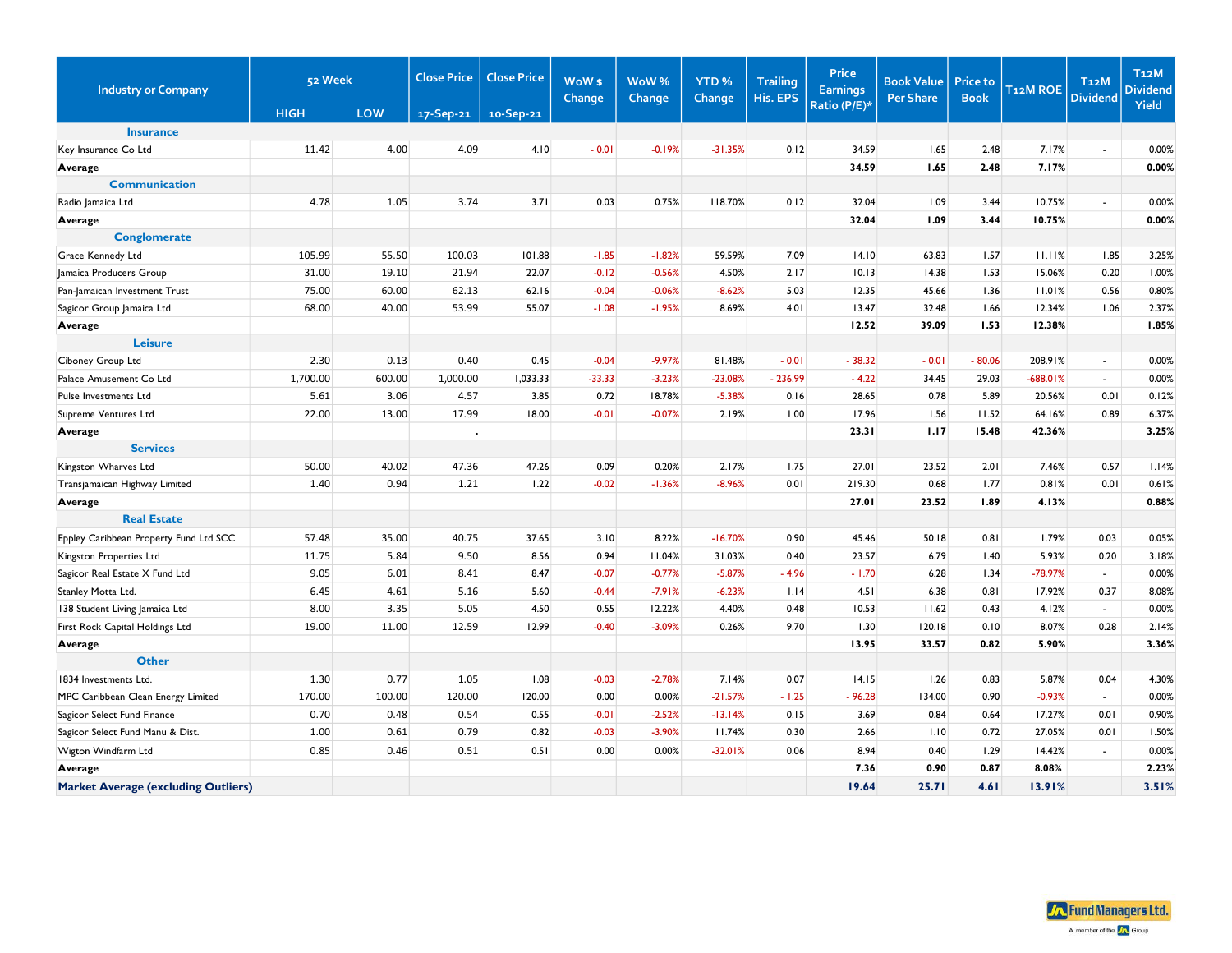| Industry or Company | 52 Week | | Close Price | Close Price | WoW $ Change | WoW % Change | YTD % Change | Trailing His. EPS | Price Earnings Ratio (P/E)* | Book Value Per Share | Price to Book | T12M ROE | T12M Dividend | T12M Dividend Yield |
|---|---|---|---|---|---|---|---|---|---|---|---|---|---|---|
| | HIGH | LOW | 17-Sep-21 | 10-Sep-21 | | | | | | | | | | |
| **Insurance** | | | | | | | | | | | | | | |
| Key Insurance Co Ltd | 11.42 | 4.00 | 4.09 | 4.10 | - 0.01 | -0.19% | -31.35% | 0.12 | 34.59 | 1.65 | 2.48 | 7.17% | - | 0.00% |
| **Average** | | | | | | | | | **34.59** | **1.65** | **2.48** | **7.17%** | | **0.00%** |
| **Communication** | | | | | | | | | | | | | | |
| Radio Jamaica Ltd | 4.78 | 1.05 | 3.74 | 3.71 | 0.03 | 0.75% | 118.70% | 0.12 | 32.04 | 1.09 | 3.44 | 10.75% | - | 0.00% |
| **Average** | | | | | | | | | **32.04** | **1.09** | **3.44** | **10.75%** | | **0.00%** |
| **Conglomerate** | | | | | | | | | | | | | | |
| Grace Kennedy Ltd | 105.99 | 55.50 | 100.03 | 101.88 | -1.85 | -1.82% | 59.59% | 7.09 | 14.10 | 63.83 | 1.57 | 11.11% | 1.85 | 3.25% |
| Jamaica Producers Group | 31.00 | 19.10 | 21.94 | 22.07 | -0.12 | -0.56% | 4.50% | 2.17 | 10.13 | 14.38 | 1.53 | 15.06% | 0.20 | 1.00% |
| Pan-Jamaican Investment Trust | 75.00 | 60.00 | 62.13 | 62.16 | -0.04 | -0.06% | -8.62% | 5.03 | 12.35 | 45.66 | 1.36 | 11.01% | 0.56 | 0.80% |
| Sagicor Group Jamaica Ltd | 68.00 | 40.00 | 53.99 | 55.07 | -1.08 | -1.95% | 8.69% | 4.01 | 13.47 | 32.48 | 1.66 | 12.34% | 1.06 | 2.37% |
| **Average** | | | | | | | | | **12.52** | **39.09** | **1.53** | **12.38%** | | **1.85%** |
| **Leisure** | | | | | | | | | | | | | | |
| Ciboney Group Ltd | 2.30 | 0.13 | 0.40 | 0.45 | -0.04 | -9.97% | 81.48% | - 0.01 | - 38.32 | - 0.01 | - 80.06 | 208.91% | - | 0.00% |
| Palace Amusement Co Ltd | 1,700.00 | 600.00 | 1,000.00 | 1,033.33 | -33.33 | -3.23% | -23.08% | - 236.99 | - 4.22 | 34.45 | 29.03 | -688.01% | - | 0.00% |
| Pulse Investments Ltd | 5.61 | 3.06 | 4.57 | 3.85 | 0.72 | 18.78% | -5.38% | 0.16 | 28.65 | 0.78 | 5.89 | 20.56% | 0.01 | 0.12% |
| Supreme Ventures Ltd | 22.00 | 13.00 | 17.99 | 18.00 | -0.01 | -0.07% | 2.19% | 1.00 | 17.96 | 1.56 | 11.52 | 64.16% | 0.89 | 6.37% |
| **Average** | | | . | | | | | | **23.31** | **1.17** | **15.48** | **42.36%** | | **3.25%** |
| **Services** | | | | | | | | | | | | | | |
| Kingston Wharves Ltd | 50.00 | 40.02 | 47.36 | 47.26 | 0.09 | 0.20% | 2.17% | 1.75 | 27.01 | 23.52 | 2.01 | 7.46% | 0.57 | 1.14% |
| Transjamaican Highway Limited | 1.40 | 0.94 | 1.21 | 1.22 | -0.02 | -1.36% | -8.96% | 0.01 | 219.30 | 0.68 | 1.77 | 0.81% | 0.01 | 0.61% |
| **Average** | | | | | | | | | **27.01** | **23.52** | **1.89** | **4.13%** | | **0.88%** |
| **Real Estate** | | | | | | | | | | | | | | |
| Eppley Caribbean Property Fund Ltd SCC | 57.48 | 35.00 | 40.75 | 37.65 | 3.10 | 8.22% | -16.70% | 0.90 | 45.46 | 50.18 | 0.81 | 1.79% | 0.03 | 0.05% |
| Kingston Properties Ltd | 11.75 | 5.84 | 9.50 | 8.56 | 0.94 | 11.04% | 31.03% | 0.40 | 23.57 | 6.79 | 1.40 | 5.93% | 0.20 | 3.18% |
| Sagicor Real Estate X Fund Ltd | 9.05 | 6.01 | 8.41 | 8.47 | -0.07 | -0.77% | -5.87% | - 4.96 | - 1.70 | 6.28 | 1.34 | -78.97% | - | 0.00% |
| Stanley Motta Ltd. | 6.45 | 4.61 | 5.16 | 5.60 | -0.44 | -7.91% | -6.23% | 1.14 | 4.51 | 6.38 | 0.81 | 17.92% | 0.37 | 8.08% |
| 138 Student Living Jamaica Ltd | 8.00 | 3.35 | 5.05 | 4.50 | 0.55 | 12.22% | 4.40% | 0.48 | 10.53 | 11.62 | 0.43 | 4.12% | - | 0.00% |
| First Rock Capital Holdings Ltd | 19.00 | 11.00 | 12.59 | 12.99 | -0.40 | -3.09% | 0.26% | 9.70 | 1.30 | 120.18 | 0.10 | 8.07% | 0.28 | 2.14% |
| **Average** | | | | | | | | | **13.95** | **33.57** | **0.82** | **5.90%** | | **3.36%** |
| **Other** | | | | | | | | | | | | | | |
| 1834 Investments Ltd. | 1.30 | 0.77 | 1.05 | 1.08 | -0.03 | -2.78% | 7.14% | 0.07 | 14.15 | 1.26 | 0.83 | 5.87% | 0.04 | 4.30% |
| MPC Caribbean Clean Energy Limited | 170.00 | 100.00 | 120.00 | 120.00 | 0.00 | 0.00% | -21.57% | - 1.25 | - 96.28 | 134.00 | 0.90 | -0.93% | - | 0.00% |
| Sagicor Select Fund Finance | 0.70 | 0.48 | 0.54 | 0.55 | -0.01 | -2.52% | -13.14% | 0.15 | 3.69 | 0.84 | 0.64 | 17.27% | 0.01 | 0.90% |
| Sagicor Select Fund Manu & Dist. | 1.00 | 0.61 | 0.79 | 0.82 | -0.03 | -3.90% | 11.74% | 0.30 | 2.66 | 1.10 | 0.72 | 27.05% | 0.01 | 1.50% |
| Wigton Windfarm Ltd | 0.85 | 0.46 | 0.51 | 0.51 | 0.00 | 0.00% | -32.01% | 0.06 | 8.94 | 0.40 | 1.29 | 14.42% | - | 0.00% |
| **Average** | | | | | | | | | **7.36** | **0.90** | **0.87** | **8.08%** | | **2.23%** |
| **Market Average (excluding Outliers)** | | | | | | | | | **19.64** | **25.71** | **4.61** | **13.91%** | | **3.51%** |

Fund Managers Ltd.
A member of the JN Group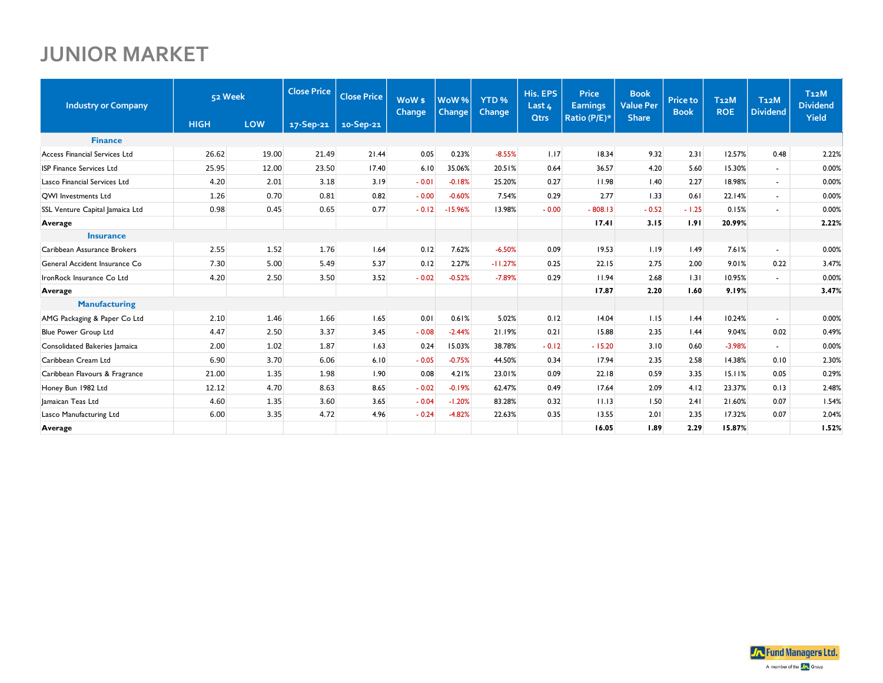# JUNIOR MARKET

| Industry or Company | 52 Week | | Close Price | Close Price | WoW $ Change | WoW % Change | YTD % Change | His. EPS Last 4 Qtrs | Price Earnings Ratio (P/E)* | Book Value Per Share | Price to Book | T12M ROE | T12M Dividend | T12M Dividend Yield |
|---|---|---|---|---|---|---|---|---|---|---|---|---|---|---|
| | HIGH | LOW | 17-Sep-21 | 10-Sep-21 | | | | | | | | | | |
| **Finance** | | | | | | | | | | | | | | |
| Access Financial Services Ltd | 26.62 | 19.00 | 21.49 | 21.44 | 0.05 | 0.23% | -8.55% | 1.17 | 18.34 | 9.32 | 2.31 | 12.57% | 0.48 | 2.22% |
| ISP Finance Services Ltd | 25.95 | 12.00 | 23.50 | 17.40 | 6.10 | 35.06% | 20.51% | 0.64 | 36.57 | 4.20 | 5.60 | 15.30% | - | 0.00% |
| Lasco Financial Services Ltd | 4.20 | 2.01 | 3.18 | 3.19 | - 0.01 | -0.18% | 25.20% | 0.27 | 11.98 | 1.40 | 2.27 | 18.98% | - | 0.00% |
| QWI Investments Ltd | 1.26 | 0.70 | 0.81 | 0.82 | - 0.00 | -0.60% | 7.54% | 0.29 | 2.77 | 1.33 | 0.61 | 22.14% | - | 0.00% |
| SSL Venture Capital Jamaica Ltd | 0.98 | 0.45 | 0.65 | 0.77 | - 0.12 | -15.96% | 13.98% | - 0.00 | - 808.13 | - 0.52 | - 1.25 | 0.15% | - | 0.00% |
| **Average** | | | | | | | | | **17.41** | **3.15** | **1.91** | **20.99%** | | **2.22%** |
| **Insurance** | | | | | | | | | | | | | | |
| Caribbean Assurance Brokers | 2.55 | 1.52 | 1.76 | 1.64 | 0.12 | 7.62% | -6.50% | 0.09 | 19.53 | 1.19 | 1.49 | 7.61% | - | 0.00% |
| General Accident Insurance Co | 7.30 | 5.00 | 5.49 | 5.37 | 0.12 | 2.27% | -11.27% | 0.25 | 22.15 | 2.75 | 2.00 | 9.01% | 0.22 | 3.47% |
| IronRock Insurance Co Ltd | 4.20 | 2.50 | 3.50 | 3.52 | - 0.02 | -0.52% | -7.89% | 0.29 | 11.94 | 2.68 | 1.31 | 10.95% | - | 0.00% |
| **Average** | | | | | | | | | **17.87** | **2.20** | **1.60** | **9.19%** | | **3.47%** |
| **Manufacturing** | | | | | | | | | | | | | | |
| AMG Packaging & Paper Co Ltd | 2.10 | 1.46 | 1.66 | 1.65 | 0.01 | 0.61% | 5.02% | 0.12 | 14.04 | 1.15 | 1.44 | 10.24% | - | 0.00% |
| Blue Power Group Ltd | 4.47 | 2.50 | 3.37 | 3.45 | - 0.08 | -2.44% | 21.19% | 0.21 | 15.88 | 2.35 | 1.44 | 9.04% | 0.02 | 0.49% |
| Consolidated Bakeries Jamaica | 2.00 | 1.02 | 1.87 | 1.63 | 0.24 | 15.03% | 38.78% | - 0.12 | - 15.20 | 3.10 | 0.60 | -3.98% | - | 0.00% |
| Caribbean Cream Ltd | 6.90 | 3.70 | 6.06 | 6.10 | - 0.05 | -0.75% | 44.50% | 0.34 | 17.94 | 2.35 | 2.58 | 14.38% | 0.10 | 2.30% |
| Caribbean Flavours & Fragrance | 21.00 | 1.35 | 1.98 | 1.90 | 0.08 | 4.21% | 23.01% | 0.09 | 22.18 | 0.59 | 3.35 | 15.11% | 0.05 | 0.29% |
| Honey Bun 1982 Ltd | 12.12 | 4.70 | 8.63 | 8.65 | - 0.02 | -0.19% | 62.47% | 0.49 | 17.64 | 2.09 | 4.12 | 23.37% | 0.13 | 2.48% |
| Jamaican Teas Ltd | 4.60 | 1.35 | 3.60 | 3.65 | - 0.04 | -1.20% | 83.28% | 0.32 | 11.13 | 1.50 | 2.41 | 21.60% | 0.07 | 1.54% |
| Lasco Manufacturing Ltd | 6.00 | 3.35 | 4.72 | 4.96 | - 0.24 | -4.82% | 22.63% | 0.35 | 13.55 | 2.01 | 2.35 | 17.32% | 0.07 | 2.04% |
| **Average** | | | | | | | | | **16.05** | **1.89** | **2.29** | **15.87%** | | **1.52%** |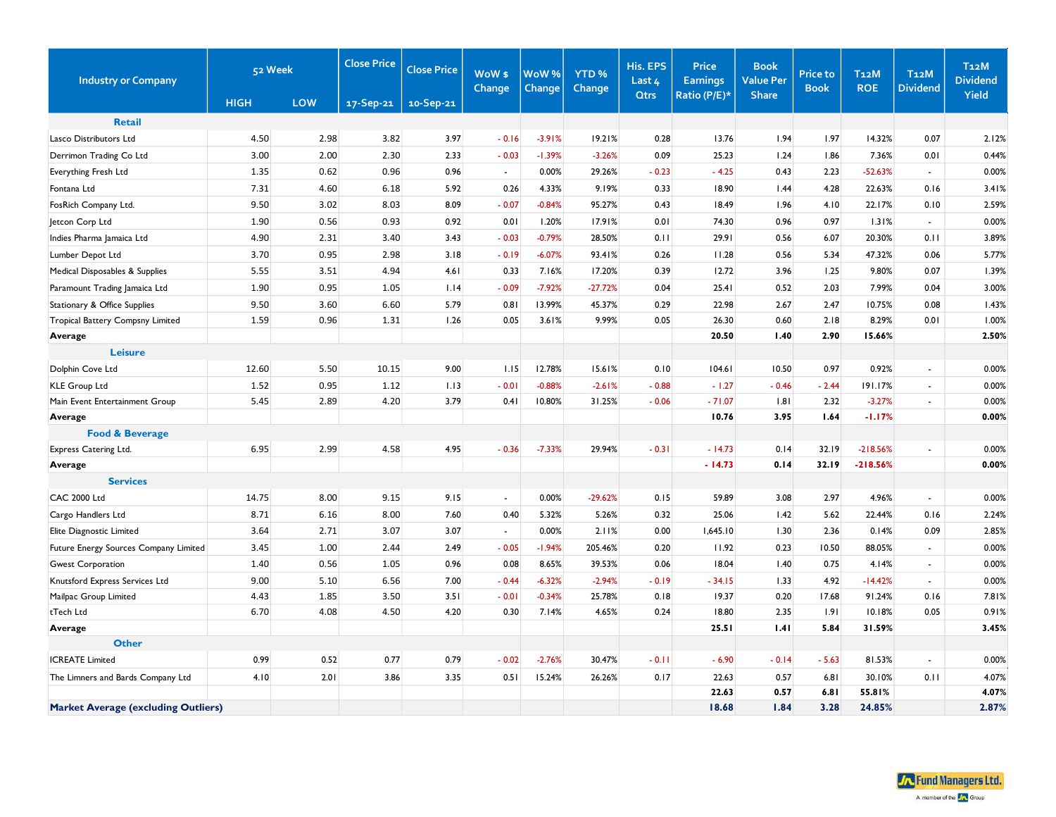| Industry or Company | 52 Week | | Close Price | Close Price | WoW $ Change | WoW % Change | YTD % Change | His. EPS Last 4 Qtrs | Price Earnings Ratio (P/E)* | Book Value Per Share | Price to Book | T12M ROE | T12M Dividend | T12M Dividend Yield |
|---|---|---|---|---|---|---|---|---|---|---|---|---|---|---|
| | HIGH | LOW | 17-Sep-21 | 10-Sep-21 | | | | | | | | | | |
| **Retail** | | | | | | | | | | | | | | |
| Lasco Distributors Ltd | 4.50 | 2.98 | 3.82 | 3.97 | - 0.16 | -3.91% | 19.21% | 0.28 | 13.76 | 1.94 | 1.97 | 14.32% | 0.07 | 2.12% |
| Derrimon Trading Co Ltd | 3.00 | 2.00 | 2.30 | 2.33 | - 0.03 | -1.39% | -3.26% | 0.09 | 25.23 | 1.24 | 1.86 | 7.36% | 0.01 | 0.44% |
| Everything Fresh Ltd | 1.35 | 0.62 | 0.96 | 0.96 | - | 0.00% | 29.26% | - 0.23 | - 4.25 | 0.43 | 2.23 | -52.63% | - | 0.00% |
| Fontana Ltd | 7.31 | 4.60 | 6.18 | 5.92 | 0.26 | 4.33% | 9.19% | 0.33 | 18.90 | 1.44 | 4.28 | 22.63% | 0.16 | 3.41% |
| FosRich Company Ltd. | 9.50 | 3.02 | 8.03 | 8.09 | - 0.07 | -0.84% | 95.27% | 0.43 | 18.49 | 1.96 | 4.10 | 22.17% | 0.10 | 2.59% |
| Jetcon Corp Ltd | 1.90 | 0.56 | 0.93 | 0.92 | 0.01 | 1.20% | 17.91% | 0.01 | 74.30 | 0.96 | 0.97 | 1.31% | - | 0.00% |
| Indies Pharma Jamaica Ltd | 4.90 | 2.31 | 3.40 | 3.43 | - 0.03 | -0.79% | 28.50% | 0.11 | 29.91 | 0.56 | 6.07 | 20.30% | 0.11 | 3.89% |
| Lumber Depot Ltd | 3.70 | 0.95 | 2.98 | 3.18 | - 0.19 | -6.07% | 93.41% | 0.26 | 11.28 | 0.56 | 5.34 | 47.32% | 0.06 | 5.77% |
| Medical Disposables & Supplies | 5.55 | 3.51 | 4.94 | 4.61 | 0.33 | 7.16% | 17.20% | 0.39 | 12.72 | 3.96 | 1.25 | 9.80% | 0.07 | 1.39% |
| Paramount Trading Jamaica Ltd | 1.90 | 0.95 | 1.05 | 1.14 | - 0.09 | -7.92% | -27.72% | 0.04 | 25.41 | 0.52 | 2.03 | 7.99% | 0.04 | 3.00% |
| Stationary & Office Supplies | 9.50 | 3.60 | 6.60 | 5.79 | 0.81 | 13.99% | 45.37% | 0.29 | 22.98 | 2.67 | 2.47 | 10.75% | 0.08 | 1.43% |
| Tropical Battery Compsny Limited | 1.59 | 0.96 | 1.31 | 1.26 | 0.05 | 3.61% | 9.99% | 0.05 | 26.30 | 0.60 | 2.18 | 8.29% | 0.01 | 1.00% |
| **Average** | | | | | | | | | **20.50** | **1.40** | **2.90** | **15.66%** | | **2.50%** |
| **Leisure** | | | | | | | | | | | | | | |
| Dolphin Cove Ltd | 12.60 | 5.50 | 10.15 | 9.00 | 1.15 | 12.78% | 15.61% | 0.10 | 104.61 | 10.50 | 0.97 | 0.92% | - | 0.00% |
| KLE Group Ltd | 1.52 | 0.95 | 1.12 | 1.13 | - 0.01 | -0.88% | -2.61% | - 0.88 | - 1.27 | - 0.46 | - 2.44 | 191.17% | - | 0.00% |
| Main Event Entertainment Group | 5.45 | 2.89 | 4.20 | 3.79 | 0.41 | 10.80% | 31.25% | - 0.06 | - 71.07 | 1.81 | 2.32 | -3.27% | - | 0.00% |
| **Average** | | | | | | | | | **10.76** | **3.95** | **1.64** | **-1.17%** | | **0.00%** |
| **Food & Beverage** | | | | | | | | | | | | | | |
| Express Catering Ltd. | 6.95 | 2.99 | 4.58 | 4.95 | - 0.36 | -7.33% | 29.94% | - 0.31 | - 14.73 | 0.14 | 32.19 | -218.56% | - | 0.00% |
| **Average** | | | | | | | | | **- 14.73** | **0.14** | **32.19** | **-218.56%** | | **0.00%** |
| **Services** | | | | | | | | | | | | | | |
| CAC 2000 Ltd | 14.75 | 8.00 | 9.15 | 9.15 | - | 0.00% | -29.62% | 0.15 | 59.89 | 3.08 | 2.97 | 4.96% | - | 0.00% |
| Cargo Handlers Ltd | 8.71 | 6.16 | 8.00 | 7.60 | 0.40 | 5.32% | 5.26% | 0.32 | 25.06 | 1.42 | 5.62 | 22.44% | 0.16 | 2.24% |
| Elite Diagnostic Limited | 3.64 | 2.71 | 3.07 | 3.07 | - | 0.00% | 2.11% | 0.00 | 1,645.10 | 1.30 | 2.36 | 0.14% | 0.09 | 2.85% |
| Future Energy Sources Company Limited | 3.45 | 1.00 | 2.44 | 2.49 | - 0.05 | -1.94% | 205.46% | 0.20 | 11.92 | 0.23 | 10.50 | 88.05% | - | 0.00% |
| Gwest Corporation | 1.40 | 0.56 | 1.05 | 0.96 | 0.08 | 8.65% | 39.53% | 0.06 | 18.04 | 1.40 | 0.75 | 4.14% | - | 0.00% |
| Knutsford Express Services Ltd | 9.00 | 5.10 | 6.56 | 7.00 | - 0.44 | -6.32% | -2.94% | - 0.19 | - 34.15 | 1.33 | 4.92 | -14.42% | - | 0.00% |
| Mailpac Group Limited | 4.43 | 1.85 | 3.50 | 3.51 | - 0.01 | -0.34% | 25.78% | 0.18 | 19.37 | 0.20 | 17.68 | 91.24% | 0.16 | 7.81% |
| tTech Ltd | 6.70 | 4.08 | 4.50 | 4.20 | 0.30 | 7.14% | 4.65% | 0.24 | 18.80 | 2.35 | 1.91 | 10.18% | 0.05 | 0.91% |
| **Average** | | | | | | | | | **25.51** | **1.41** | **5.84** | **31.59%** | | **3.45%** |
| **Other** | | | | | | | | | | | | | | |
| ICREATE Limited | 0.99 | 0.52 | 0.77 | 0.79 | - 0.02 | -2.76% | 30.47% | - 0.11 | - 6.90 | - 0.14 | - 5.63 | 81.53% | - | 0.00% |
| The Limners and Bards Company Ltd | 4.10 | 2.01 | 3.86 | 3.35 | 0.51 | 15.24% | 26.26% | 0.17 | 22.63 | 0.57 | 6.81 | 30.10% | 0.11 | 4.07% |
| | | | | | | | | | **22.63** | **0.57** | **6.81** | **55.81%** | | **4.07%** |
| **Market Average (excluding Outliers)** | | | | | | | | | **18.68** | **1.84** | **3.28** | **24.85%** | | **2.87%** |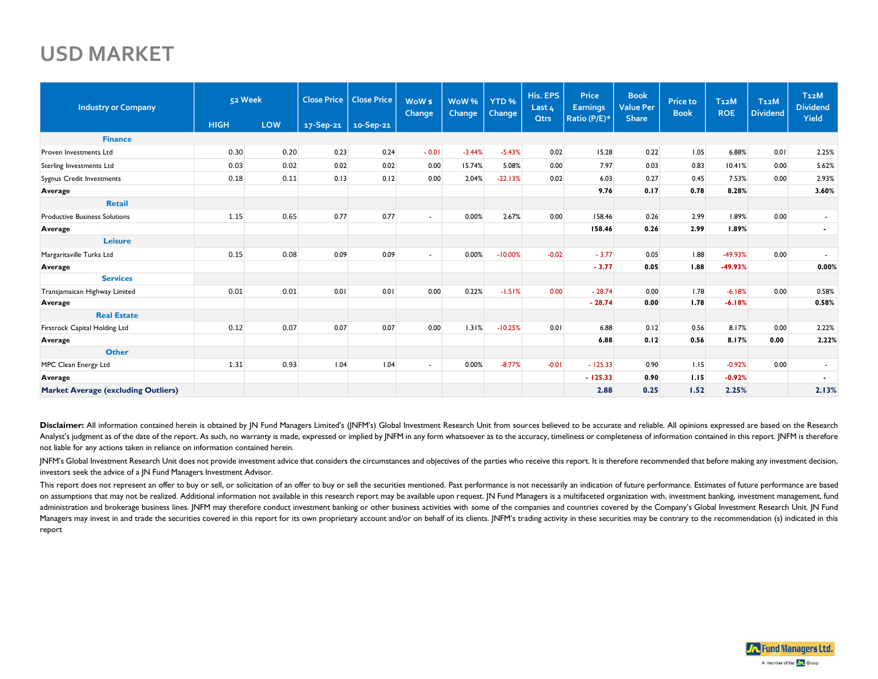# USD MARKET

| Industry or Company | 52 Week HIGH | 52 Week LOW | Close Price 17-Sep-21 | Close Price 10-Sep-21 | WoW $ Change | WoW % Change | YTD % Change | His. EPS Last 4 Qtrs | Price Earnings Ratio (P/E)* | Book Value Per Share | Price to Book | T12M ROE | T12M Dividend | T12M Dividend Yield |
|---|---|---|---|---|---|---|---|---|---|---|---|---|---|---|
| **Finance** | | | | | | | | | | | | | | |
| Proven Investments Ltd | 0.30 | 0.20 | 0.23 | 0.24 | - 0.01 | -3.44% | -5.43% | 0.02 | 15.28 | 0.22 | 1.05 | 6.88% | 0.01 | 2.25% |
| Sterling Investments Ltd | 0.03 | 0.02 | 0.02 | 0.02 | 0.00 | 15.74% | 5.08% | 0.00 | 7.97 | 0.03 | 0.83 | 10.41% | 0.00 | 5.62% |
| Sygnus Credit Investments | 0.18 | 0.11 | 0.13 | 0.12 | 0.00 | 2.04% | -22.13% | 0.02 | 6.03 | 0.27 | 0.45 | 7.53% | 0.00 | 2.93% |
| **Average** | | | | | | | | | **9.76** | **0.17** | **0.78** | **8.28%** | | **3.60%** |
| **Retail** | | | | | | | | | | | | | | |
| Productive Business Solutions | 1.15 | 0.65 | 0.77 | 0.77 | - | 0.00% | 2.67% | 0.00 | 158.46 | 0.26 | 2.99 | 1.89% | 0.00 | - |
| **Average** | | | | | | | | | **158.46** | **0.26** | **2.99** | **1.89%** | | **-** |
| **Leisure** | | | | | | | | | | | | | | |
| Margaritaville Turks Ltd | 0.15 | 0.08 | 0.09 | 0.09 | - | 0.00% | -10.00% | -0.02 | - 3.77 | 0.05 | 1.88 | -49.93% | 0.00 | - |
| **Average** | | | | | | | | | **- 3.77** | **0.05** | **1.88** | **-49.93%** | | **0.00%** |
| **Services** | | | | | | | | | | | | | | |
| Transjamaican Highway Limited | 0.01 | 0.01 | 0.01 | 0.01 | 0.00 | 0.22% | -1.51% | 0.00 | - 28.74 | 0.00 | 1.78 | -6.18% | 0.00 | 0.58% |
| **Average** | | | | | | | | | **- 28.74** | **0.00** | **1.78** | **-6.18%** | | **0.58%** |
| **Real Estate** | | | | | | | | | | | | | | |
| Firstrock Capital Holding Ltd | 0.12 | 0.07 | 0.07 | 0.07 | 0.00 | 1.31% | -10.25% | 0.01 | 6.88 | 0.12 | 0.56 | 8.17% | 0.00 | 2.22% |
| **Average** | | | | | | | | | **6.88** | **0.12** | **0.56** | **8.17%** | **0.00** | **2.22%** |
| **Other** | | | | | | | | | | | | | | |
| MPC Clean Energy Ltd | 1.31 | 0.93 | 1.04 | 1.04 | - | 0.00% | -8.77% | -0.01 | - 125.33 | 0.90 | 1.15 | -0.92% | 0.00 | - |
| **Average** | | | | | | | | | **- 125.33** | **0.90** | **1.15** | **-0.92%** | | **-** |
| **Market Average (excluding Outliers)** | | | | | | | | | **2.88** | **0.25** | **1.52** | **2.25%** | | **2.13%** |

**Disclaimer:** All information contained herein is obtained by JN Fund Managers Limited's (JNFM's) Global Investment Research Unit from sources believed to be accurate and reliable. All opinions expressed are based on the Research Analyst's judgment as of the date of the report. As such, no warranty is made, expressed or implied by JNFM in any form whatsoever as to the accuracy, timeliness or completeness of information contained in this report. JNFM is therefore not liable for any actions taken in reliance on information contained herein.

JNFM's Global Investment Research Unit does not provide investment advice that considers the circumstances and objectives of the parties who receive this report. It is therefore recommended that before making any investment decision, investors seek the advice of a JN Fund Managers Investment Advisor.

This report does not represent an offer to buy or sell, or solicitation of an offer to buy or sell the securities mentioned. Past performance is not necessarily an indication of future performance. Estimates of future performance are based on assumptions that may not be realized. Additional information not available in this research report may be available upon request. JN Fund Managers is a multifaceted organization with, investment banking, investment management, fund administration and brokerage business lines. JNFM may therefore conduct investment banking or other business activities with some of the companies and countries covered by the Company's Global Investment Research Unit. JN Fund Managers may invest in and trade the securities covered in this report for its own proprietary account and/or on behalf of its clients. JNFM's trading activity in these securities may be contrary to the recommendation (s) indicated in this report